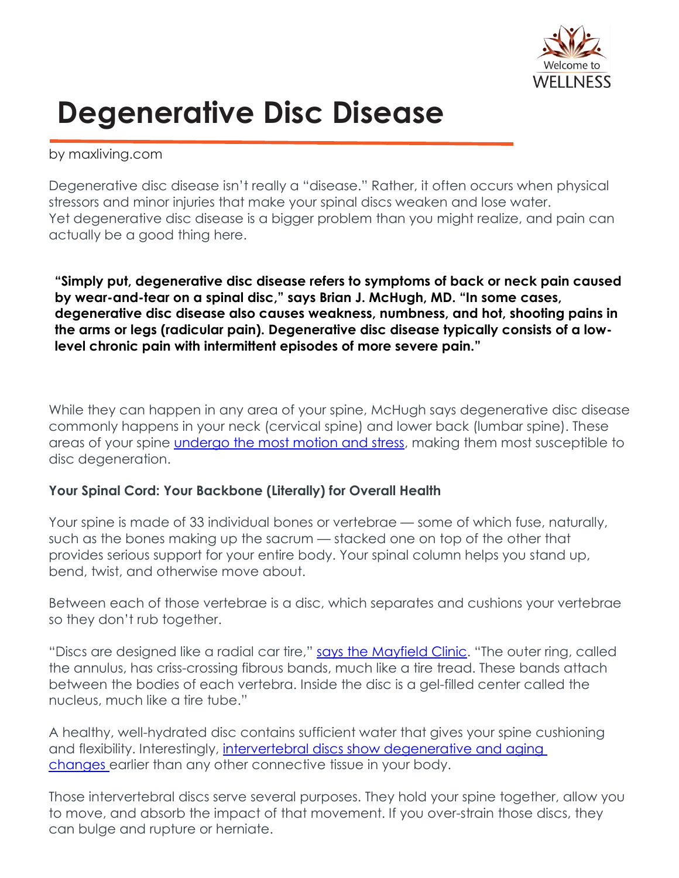# Degenerative Disc Disease

by maxliving.com

Degenerative disc disease isn't really a "disease." Rather, it often occurs when physical stressors and minor injuries that make your spinal discs weaken and lose water. Yet degenerative disc disease is a bigger problem than you might realize, and pain can actually be a good thing here.

**"Simply put, degenerative disc disease refers to symptoms of back or neck pain caused by wear-and-tear on a spinal disc," says Brian J. McHugh, MD. "In some cases, degenerative disc disease also causes weakness, numbness, and hot, shooting pains in the arms or legs (radicular pain). Degenerative disc disease typically consists of a low-level chronic pain with intermittent episodes of more severe pain."**

While they can happen in any area of your spine, McHugh says degenerative disc disease commonly happens in your neck (cervical spine) and lower back (lumbar spine). These areas of your spine undergo the most motion and stress, making them most susceptible to disc degeneration.

**Your Spinal Cord: Your Backbone (Literally) for Overall Health**

Your spine is made of 33 individual bones or vertebrae — some of which fuse, naturally, such as the bones making up the sacrum — stacked one on top of the other that provides serious support for your entire body. Your spinal column helps you stand up, bend, twist, and otherwise move about.

Between each of those vertebrae is a disc, which separates and cushions your vertebrae so they don't rub together.

"Discs are designed like a radial car tire," says the Mayfield Clinic. "The outer ring, called the annulus, has criss-crossing fibrous bands, much like a tire tread. These bands attach between the bodies of each vertebra. Inside the disc is a gel-filled center called the nucleus, much like a tire tube."

A healthy, well-hydrated disc contains sufficient water that gives your spine cushioning and flexibility. Interestingly, intervertebral discs show degenerative and aging changes earlier than any other connective tissue in your body.

Those intervertebral discs serve several purposes. They hold your spine together, allow you to move, and absorb the impact of that movement. If you over-strain those discs, they can bulge and rupture or herniate.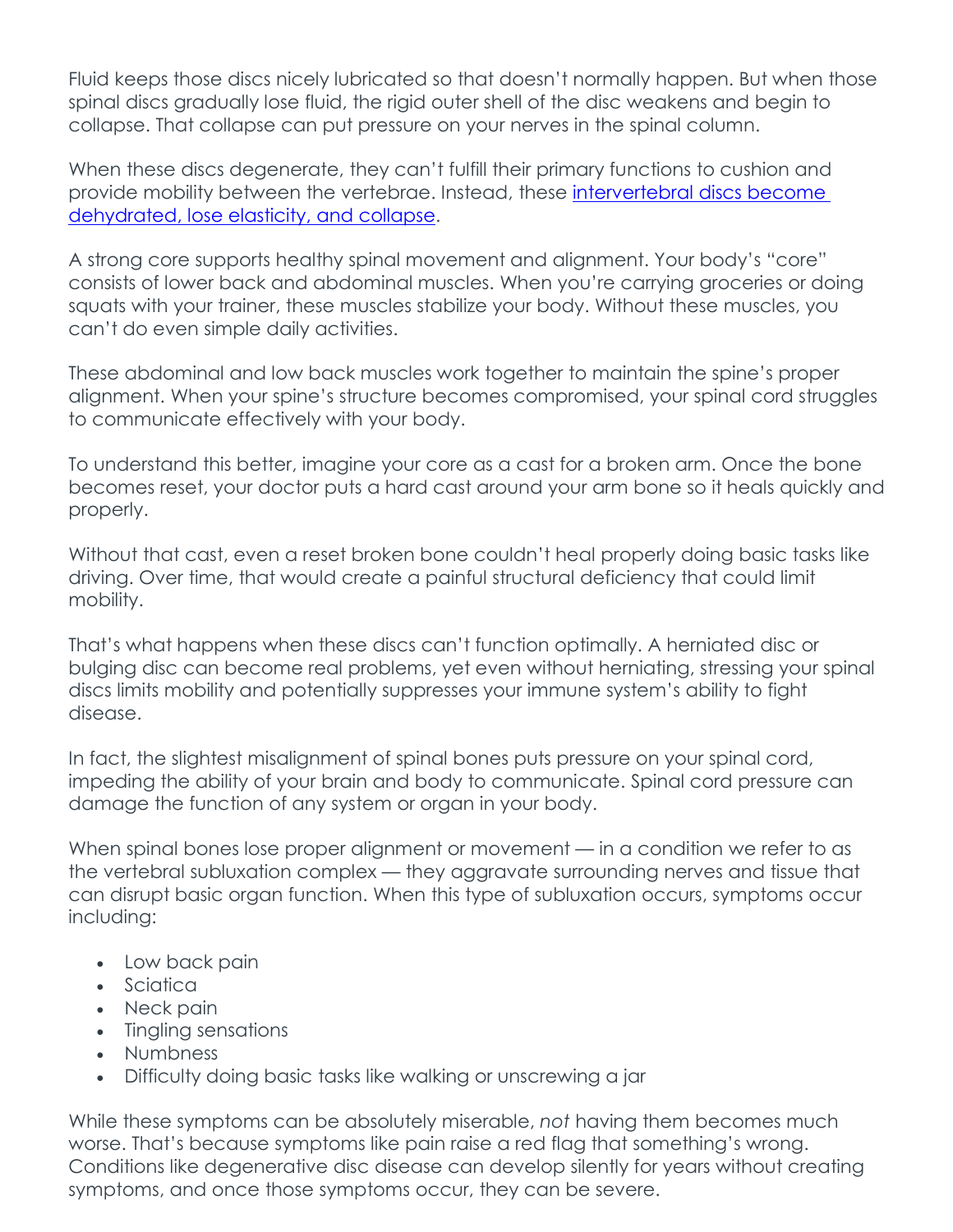Fluid keeps those discs nicely lubricated so that doesn't normally happen. But when those spinal discs gradually lose fluid, the rigid outer shell of the disc weakens and begin to collapse. That collapse can put pressure on your nerves in the spinal column.

When these discs degenerate, they can't fulfill their primary functions to cushion and provide mobility between the vertebrae. Instead, these intervertebral discs become dehydrated, lose elasticity, and collapse.

A strong core supports healthy spinal movement and alignment. Your body's "core" consists of lower back and abdominal muscles. When you're carrying groceries or doing squats with your trainer, these muscles stabilize your body. Without these muscles, you can't do even simple daily activities.

These abdominal and low back muscles work together to maintain the spine's proper alignment. When your spine's structure becomes compromised, your spinal cord struggles to communicate effectively with your body.

To understand this better, imagine your core as a cast for a broken arm. Once the bone becomes reset, your doctor puts a hard cast around your arm bone so it heals quickly and properly.

Without that cast, even a reset broken bone couldn't heal properly doing basic tasks like driving. Over time, that would create a painful structural deficiency that could limit mobility.

That's what happens when these discs can't function optimally. A herniated disc or bulging disc can become real problems, yet even without herniating, stressing your spinal discs limits mobility and potentially suppresses your immune system's ability to fight disease.

In fact, the slightest misalignment of spinal bones puts pressure on your spinal cord, impeding the ability of your brain and body to communicate. Spinal cord pressure can damage the function of any system or organ in your body.

When spinal bones lose proper alignment or movement — in a condition we refer to as the vertebral subluxation complex — they aggravate surrounding nerves and tissue that can disrupt basic organ function. When this type of subluxation occurs, symptoms occur including:

- Low back pain
- Sciatica
- Neck pain
- Tingling sensations
- Numbness
- Difficulty doing basic tasks like walking or unscrewing a jar

While these symptoms can be absolutely miserable, *not* having them becomes much worse. That's because symptoms like pain raise a red flag that something's wrong. Conditions like degenerative disc disease can develop silently for years without creating symptoms, and once those symptoms occur, they can be severe.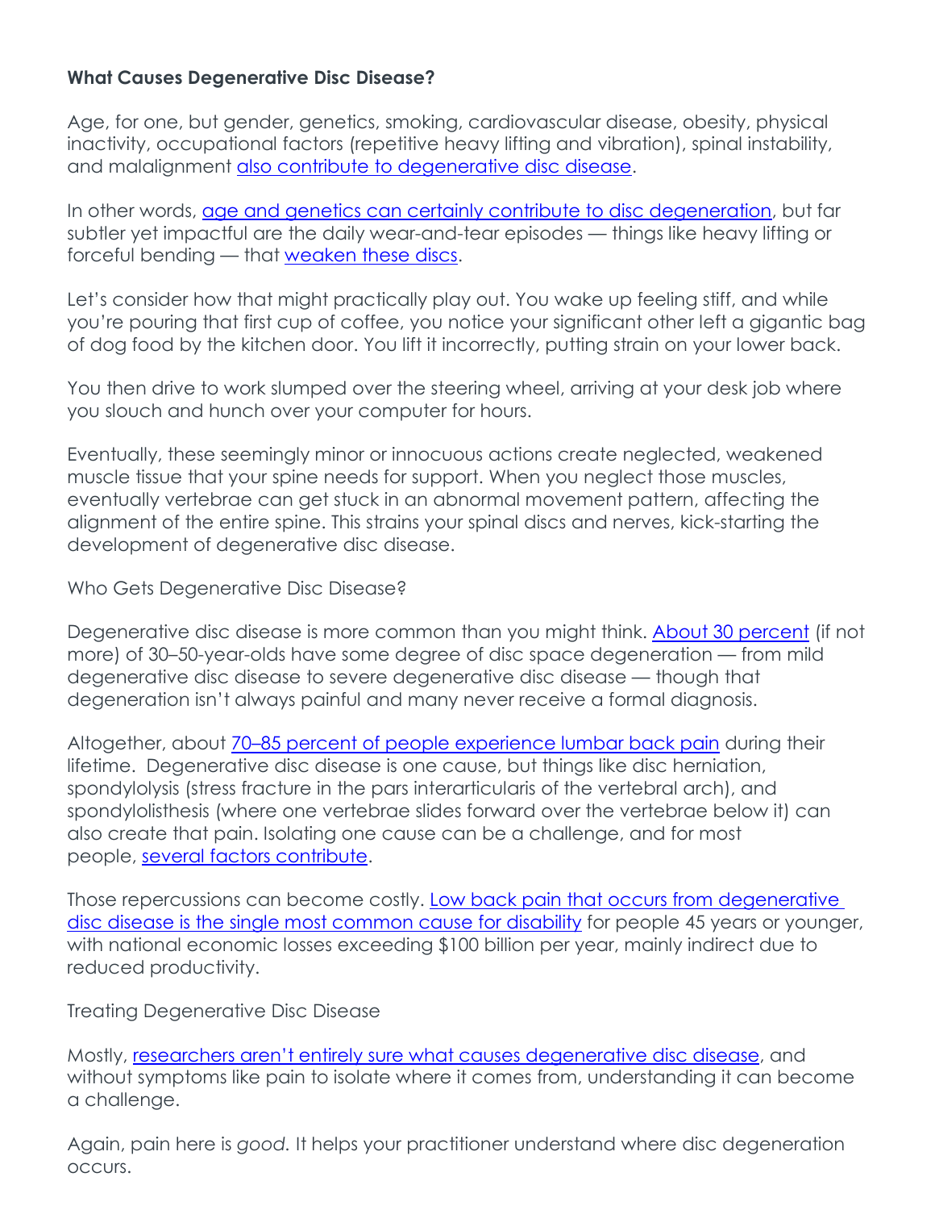**What Causes Degenerative Disc Disease?**

Age, for one, but gender, genetics, smoking, cardiovascular disease, obesity, physical inactivity, occupational factors (repetitive heavy lifting and vibration), spinal instability, and malalignment also contribute to degenerative disc disease.

In other words, age and genetics can certainly contribute to disc degeneration, but far subtler yet impactful are the daily wear-and-tear episodes — things like heavy lifting or forceful bending — that weaken these discs.

Let's consider how that might practically play out. You wake up feeling stiff, and while you're pouring that first cup of coffee, you notice your significant other left a gigantic bag of dog food by the kitchen door. You lift it incorrectly, putting strain on your lower back.

You then drive to work slumped over the steering wheel, arriving at your desk job where you slouch and hunch over your computer for hours.

Eventually, these seemingly minor or innocuous actions create neglected, weakened muscle tissue that your spine needs for support. When you neglect those muscles, eventually vertebrae can get stuck in an abnormal movement pattern, affecting the alignment of the entire spine. This strains your spinal discs and nerves, kick-starting the development of degenerative disc disease.

Who Gets Degenerative Disc Disease?

Degenerative disc disease is more common than you might think. About 30 percent (if not more) of 30–50-year-olds have some degree of disc space degeneration — from mild degenerative disc disease to severe degenerative disc disease — though that degeneration isn't always painful and many never receive a formal diagnosis.

Altogether, about 70–85 percent of people experience lumbar back pain during their lifetime. Degenerative disc disease is one cause, but things like disc herniation, spondylolysis (stress fracture in the pars interarticularis of the vertebral arch), and spondylolisthesis (where one vertebrae slides forward over the vertebrae below it) can also create that pain. Isolating one cause can be a challenge, and for most people, several factors contribute.

Those repercussions can become costly. Low back pain that occurs from degenerative disc disease is the single most common cause for disability for people 45 years or younger, with national economic losses exceeding $100 billion per year, mainly indirect due to reduced productivity.

Treating Degenerative Disc Disease

Mostly, researchers aren't entirely sure what causes degenerative disc disease, and without symptoms like pain to isolate where it comes from, understanding it can become a challenge.

Again, pain here is *good.* It helps your practitioner understand where disc degeneration occurs.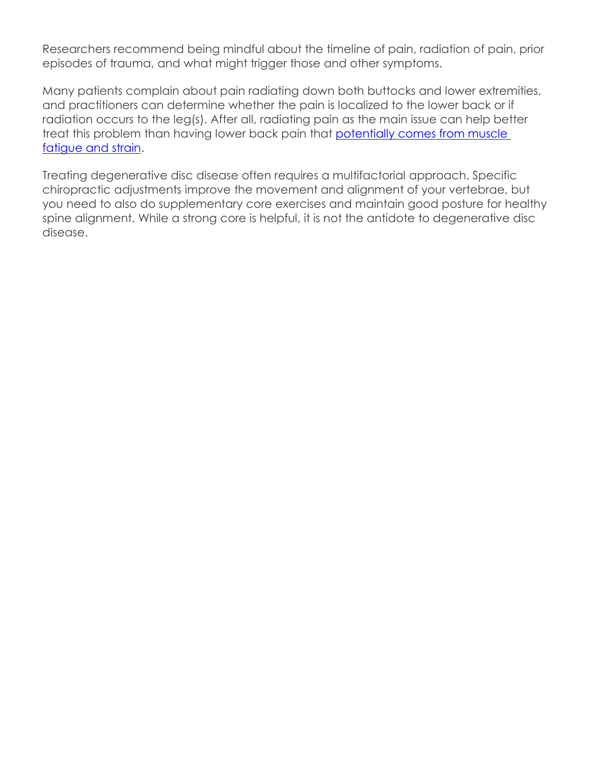Researchers recommend being mindful about the timeline of pain, radiation of pain, prior episodes of trauma, and what might trigger those and other symptoms.

Many patients complain about pain radiating down both buttocks and lower extremities, and practitioners can determine whether the pain is localized to the lower back or if radiation occurs to the leg(s). After all, radiating pain as the main issue can help better treat this problem than having lower back pain that potentially comes from muscle fatigue and strain.

Treating degenerative disc disease often requires a multifactorial approach. Specific chiropractic adjustments improve the movement and alignment of your vertebrae, but you need to also do supplementary core exercises and maintain good posture for healthy spine alignment. While a strong core is helpful, it is not the antidote to degenerative disc disease.